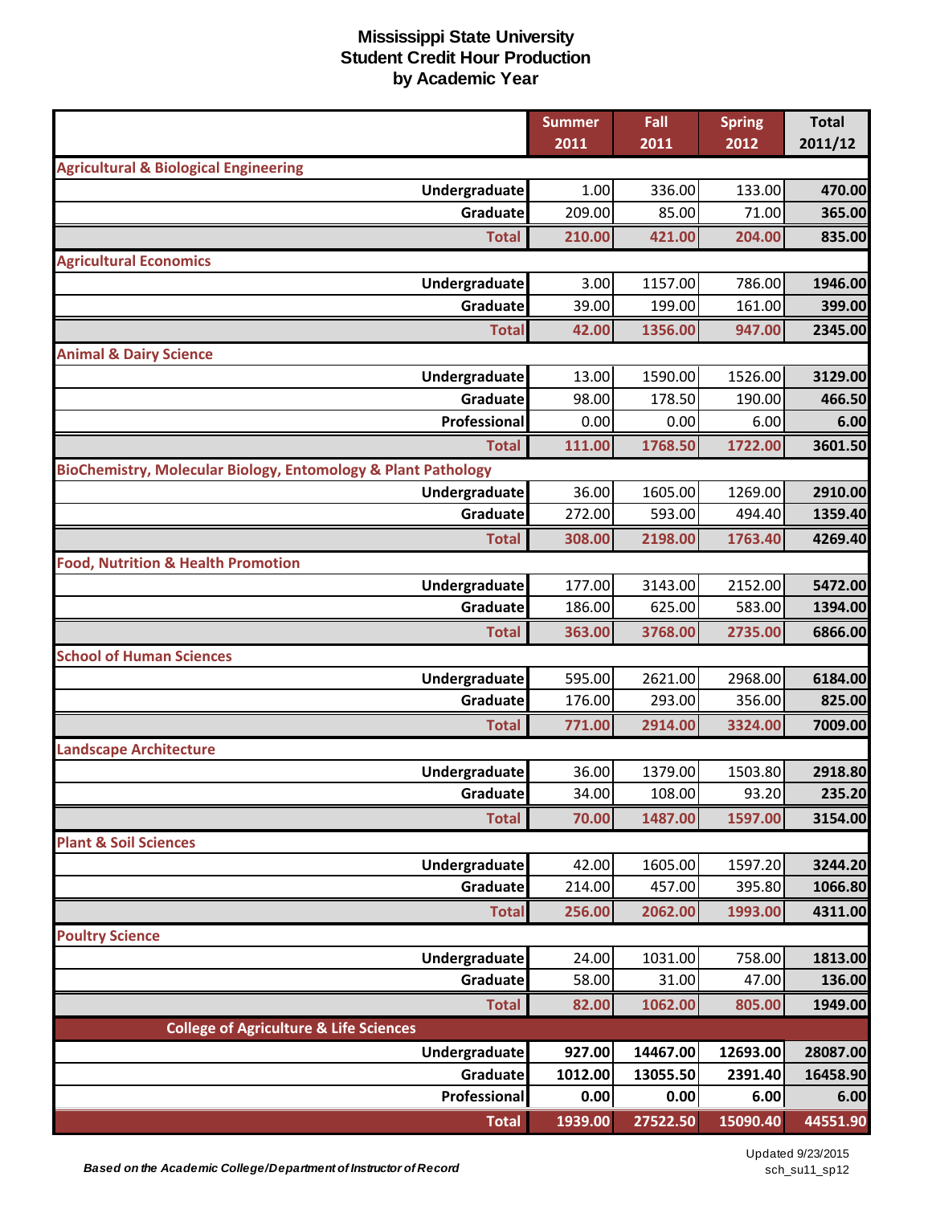# Mississippi State University
## Student Credit Hour Production
## by Academic Year

| | Summer 2011 | Fall 2011 | Spring 2012 | Total 2011/12 |
|---|---|---|---|---|
| **Agricultural & Biological Engineering** | | | | |
| Undergraduate | 1.00 | 336.00 | 133.00 | 470.00 |
| Graduate | 209.00 | 85.00 | 71.00 | 365.00 |
| **Total** | **210.00** | **421.00** | **204.00** | **835.00** |
| **Agricultural Economics** | | | | |
| Undergraduate | 3.00 | 1157.00 | 786.00 | 1946.00 |
| Graduate | 39.00 | 199.00 | 161.00 | 399.00 |
| **Total** | **42.00** | **1356.00** | **947.00** | **2345.00** |
| **Animal & Dairy Science** | | | | |
| Undergraduate | 13.00 | 1590.00 | 1526.00 | 3129.00 |
| Graduate | 98.00 | 178.50 | 190.00 | 466.50 |
| Professional | 0.00 | 0.00 | 6.00 | 6.00 |
| **Total** | **111.00** | **1768.50** | **1722.00** | **3601.50** |
| **BioChemistry, Molecular Biology, Entomology & Plant Pathology** | | | | |
| Undergraduate | 36.00 | 1605.00 | 1269.00 | 2910.00 |
| Graduate | 272.00 | 593.00 | 494.40 | 1359.40 |
| **Total** | **308.00** | **2198.00** | **1763.40** | **4269.40** |
| **Food, Nutrition & Health Promotion** | | | | |
| Undergraduate | 177.00 | 3143.00 | 2152.00 | 5472.00 |
| Graduate | 186.00 | 625.00 | 583.00 | 1394.00 |
| **Total** | **363.00** | **3768.00** | **2735.00** | **6866.00** |
| **School of Human Sciences** | | | | |
| Undergraduate | 595.00 | 2621.00 | 2968.00 | 6184.00 |
| Graduate | 176.00 | 293.00 | 356.00 | 825.00 |
| **Total** | **771.00** | **2914.00** | **3324.00** | **7009.00** |
| **Landscape Architecture** | | | | |
| Undergraduate | 36.00 | 1379.00 | 1503.80 | 2918.80 |
| Graduate | 34.00 | 108.00 | 93.20 | 235.20 |
| **Total** | **70.00** | **1487.00** | **1597.00** | **3154.00** |
| **Plant & Soil Sciences** | | | | |
| Undergraduate | 42.00 | 1605.00 | 1597.20 | 3244.20 |
| Graduate | 214.00 | 457.00 | 395.80 | 1066.80 |
| **Total** | **256.00** | **2062.00** | **1993.00** | **4311.00** |
| **Poultry Science** | | | | |
| Undergraduate | 24.00 | 1031.00 | 758.00 | 1813.00 |
| Graduate | 58.00 | 31.00 | 47.00 | 136.00 |
| **Total** | **82.00** | **1062.00** | **805.00** | **1949.00** |
| **College of Agriculture & Life Sciences** | | | | |
| Undergraduate | **927.00** | **14467.00** | **12693.00** | **28087.00** |
| Graduate | **1012.00** | **13055.50** | **2391.40** | **16458.90** |
| Professional | **0.00** | **0.00** | **6.00** | **6.00** |
| **Total** | **1939.00** | **27522.50** | **15090.40** | **44551.90** |

*Based on the Academic College/Department of Instructor of Record*

Updated 9/23/2015
sch_su11_sp12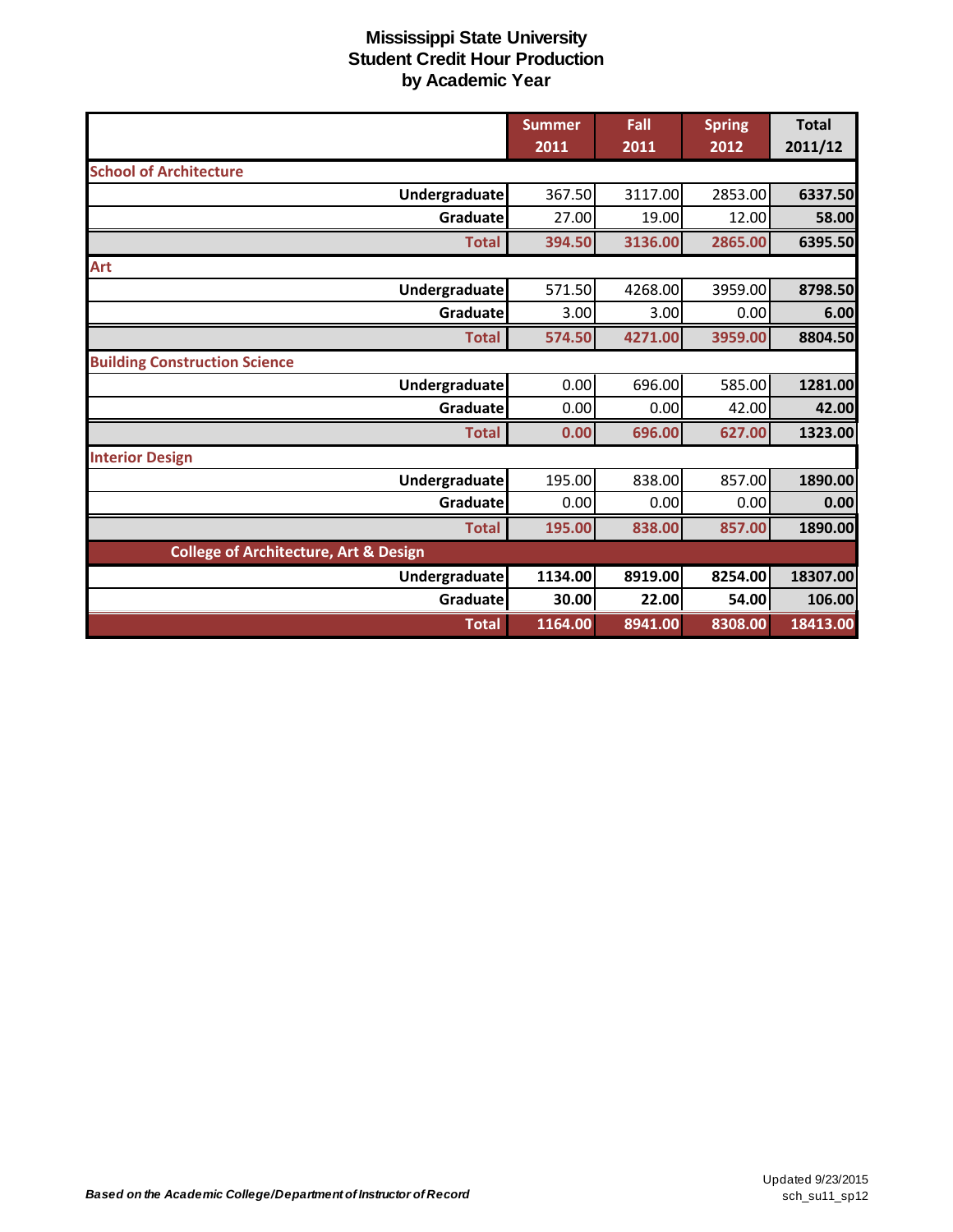# Mississippi State University
## Student Credit Hour Production
### by Academic Year

| | Summer 2011 | Fall 2011 | Spring 2012 | Total 2011/12 |
|---|---|---|---|---|
| **School of Architecture** | | | | |
| Undergraduate | 367.50 | 3117.00 | 2853.00 | 6337.50 |
| Graduate | 27.00 | 19.00 | 12.00 | 58.00 |
| **Total** | 394.50 | 3136.00 | 2865.00 | 6395.50 |
| **Art** | | | | |
| Undergraduate | 571.50 | 4268.00 | 3959.00 | 8798.50 |
| Graduate | 3.00 | 3.00 | 0.00 | 6.00 |
| **Total** | 574.50 | 4271.00 | 3959.00 | 8804.50 |
| **Building Construction Science** | | | | |
| Undergraduate | 0.00 | 696.00 | 585.00 | 1281.00 |
| Graduate | 0.00 | 0.00 | 42.00 | 42.00 |
| **Total** | 0.00 | 696.00 | 627.00 | 1323.00 |
| **Interior Design** | | | | |
| Undergraduate | 195.00 | 838.00 | 857.00 | 1890.00 |
| Graduate | 0.00 | 0.00 | 0.00 | 0.00 |
| **Total** | 195.00 | 838.00 | 857.00 | 1890.00 |
| **College of Architecture, Art & Design** | | | | |
| Undergraduate | 1134.00 | 8919.00 | 8254.00 | 18307.00 |
| Graduate | 30.00 | 22.00 | 54.00 | 106.00 |
| **Total** | 1164.00 | 8941.00 | 8308.00 | 18413.00 |

*Based on the Academic College/Department of Instructor of Record*

Updated 9/23/2015
sch_su11_sp12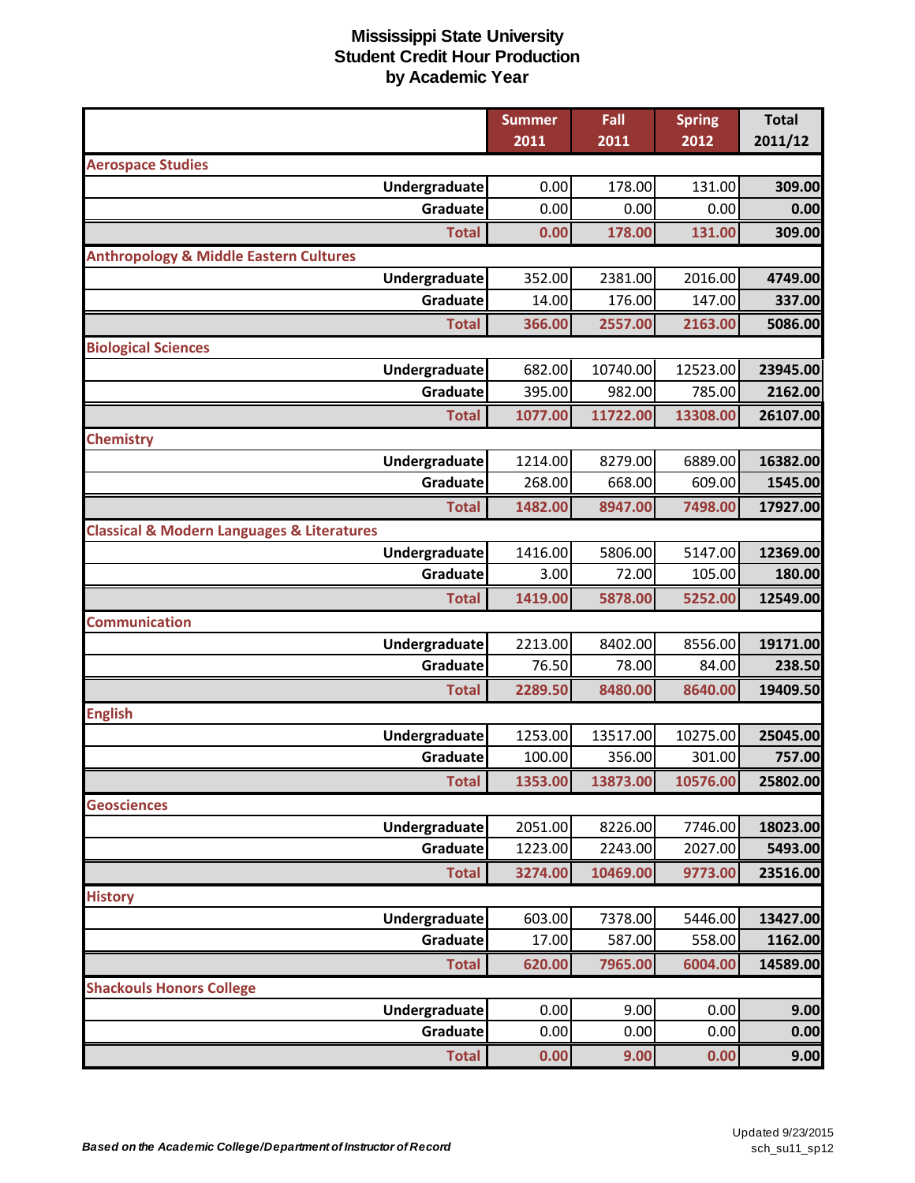# Mississippi State University
## Student Credit Hour Production
## by Academic Year

| | Summer 2011 | Fall 2011 | Spring 2012 | Total 2011/12 |
|---|---|---|---|---|
| **Aerospace Studies** | | | | |
| Undergraduate | 0.00 | 178.00 | 131.00 | 309.00 |
| Graduate | 0.00 | 0.00 | 0.00 | 0.00 |
| **Total** | 0.00 | 178.00 | 131.00 | 309.00 |
| **Anthropology & Middle Eastern Cultures** | | | | |
| Undergraduate | 352.00 | 2381.00 | 2016.00 | 4749.00 |
| Graduate | 14.00 | 176.00 | 147.00 | 337.00 |
| **Total** | 366.00 | 2557.00 | 2163.00 | 5086.00 |
| **Biological Sciences** | | | | |
| Undergraduate | 682.00 | 10740.00 | 12523.00 | 23945.00 |
| Graduate | 395.00 | 982.00 | 785.00 | 2162.00 |
| **Total** | 1077.00 | 11722.00 | 13308.00 | 26107.00 |
| **Chemistry** | | | | |
| Undergraduate | 1214.00 | 8279.00 | 6889.00 | 16382.00 |
| Graduate | 268.00 | 668.00 | 609.00 | 1545.00 |
| **Total** | 1482.00 | 8947.00 | 7498.00 | 17927.00 |
| **Classical & Modern Languages & Literatures** | | | | |
| Undergraduate | 1416.00 | 5806.00 | 5147.00 | 12369.00 |
| Graduate | 3.00 | 72.00 | 105.00 | 180.00 |
| **Total** | 1419.00 | 5878.00 | 5252.00 | 12549.00 |
| **Communication** | | | | |
| Undergraduate | 2213.00 | 8402.00 | 8556.00 | 19171.00 |
| Graduate | 76.50 | 78.00 | 84.00 | 238.50 |
| **Total** | 2289.50 | 8480.00 | 8640.00 | 19409.50 |
| **English** | | | | |
| Undergraduate | 1253.00 | 13517.00 | 10275.00 | 25045.00 |
| Graduate | 100.00 | 356.00 | 301.00 | 757.00 |
| **Total** | 1353.00 | 13873.00 | 10576.00 | 25802.00 |
| **Geosciences** | | | | |
| Undergraduate | 2051.00 | 8226.00 | 7746.00 | 18023.00 |
| Graduate | 1223.00 | 2243.00 | 2027.00 | 5493.00 |
| **Total** | 3274.00 | 10469.00 | 9773.00 | 23516.00 |
| **History** | | | | |
| Undergraduate | 603.00 | 7378.00 | 5446.00 | 13427.00 |
| Graduate | 17.00 | 587.00 | 558.00 | 1162.00 |
| **Total** | 620.00 | 7965.00 | 6004.00 | 14589.00 |
| **Shackouls Honors College** | | | | |
| Undergraduate | 0.00 | 9.00 | 0.00 | 9.00 |
| Graduate | 0.00 | 0.00 | 0.00 | 0.00 |
| **Total** | 0.00 | 9.00 | 0.00 | 9.00 |

*Based on the Academic College/Department of Instructor of Record*

Updated 9/23/2015
sch_su11_sp12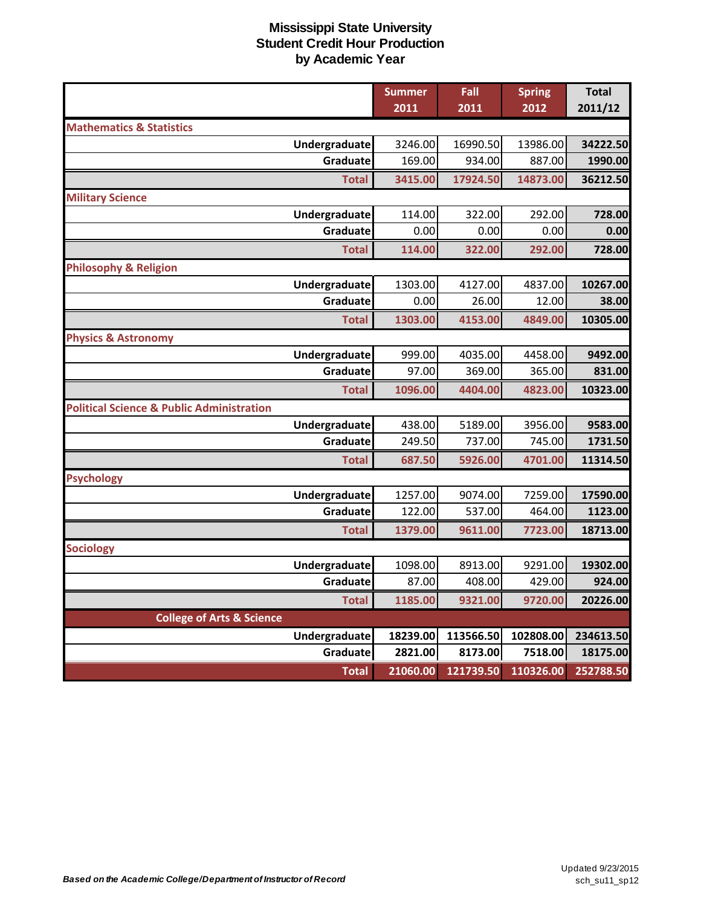# Mississippi State University
## Student Credit Hour Production
## by Academic Year

| | Summer 2011 | Fall 2011 | Spring 2012 | Total 2011/12 |
|---|---|---|---|---|
| **Mathematics & Statistics** | | | | |
| Undergraduate | 3246.00 | 16990.50 | 13986.00 | **34222.50** |
| Graduate | 169.00 | 934.00 | 887.00 | **1990.00** |
| **Total** | **3415.00** | **17924.50** | **14873.00** | **36212.50** |
| **Military Science** | | | | |
| Undergraduate | 114.00 | 322.00 | 292.00 | **728.00** |
| Graduate | 0.00 | 0.00 | 0.00 | **0.00** |
| **Total** | **114.00** | **322.00** | **292.00** | **728.00** |
| **Philosophy & Religion** | | | | |
| Undergraduate | 1303.00 | 4127.00 | 4837.00 | **10267.00** |
| Graduate | 0.00 | 26.00 | 12.00 | **38.00** |
| **Total** | **1303.00** | **4153.00** | **4849.00** | **10305.00** |
| **Physics & Astronomy** | | | | |
| Undergraduate | 999.00 | 4035.00 | 4458.00 | **9492.00** |
| Graduate | 97.00 | 369.00 | 365.00 | **831.00** |
| **Total** | **1096.00** | **4404.00** | **4823.00** | **10323.00** |
| **Political Science & Public Administration** | | | | |
| Undergraduate | 438.00 | 5189.00 | 3956.00 | **9583.00** |
| Graduate | 249.50 | 737.00 | 745.00 | **1731.50** |
| **Total** | **687.50** | **5926.00** | **4701.00** | **11314.50** |
| **Psychology** | | | | |
| Undergraduate | 1257.00 | 9074.00 | 7259.00 | **17590.00** |
| Graduate | 122.00 | 537.00 | 464.00 | **1123.00** |
| **Total** | **1379.00** | **9611.00** | **7723.00** | **18713.00** |
| **Sociology** | | | | |
| Undergraduate | 1098.00 | 8913.00 | 9291.00 | **19302.00** |
| Graduate | 87.00 | 408.00 | 429.00 | **924.00** |
| **Total** | **1185.00** | **9321.00** | **9720.00** | **20226.00** |
| **College of Arts & Science** | | | | |
| Undergraduate | **18239.00** | **113566.50** | **102808.00** | **234613.50** |
| Graduate | **2821.00** | **8173.00** | **7518.00** | **18175.00** |
| **Total** | **21060.00** | **121739.50** | **110326.00** | **252788.50** |

*Based on the Academic College/Department of Instructor of Record*

Updated 9/23/2015
sch_su11_sp12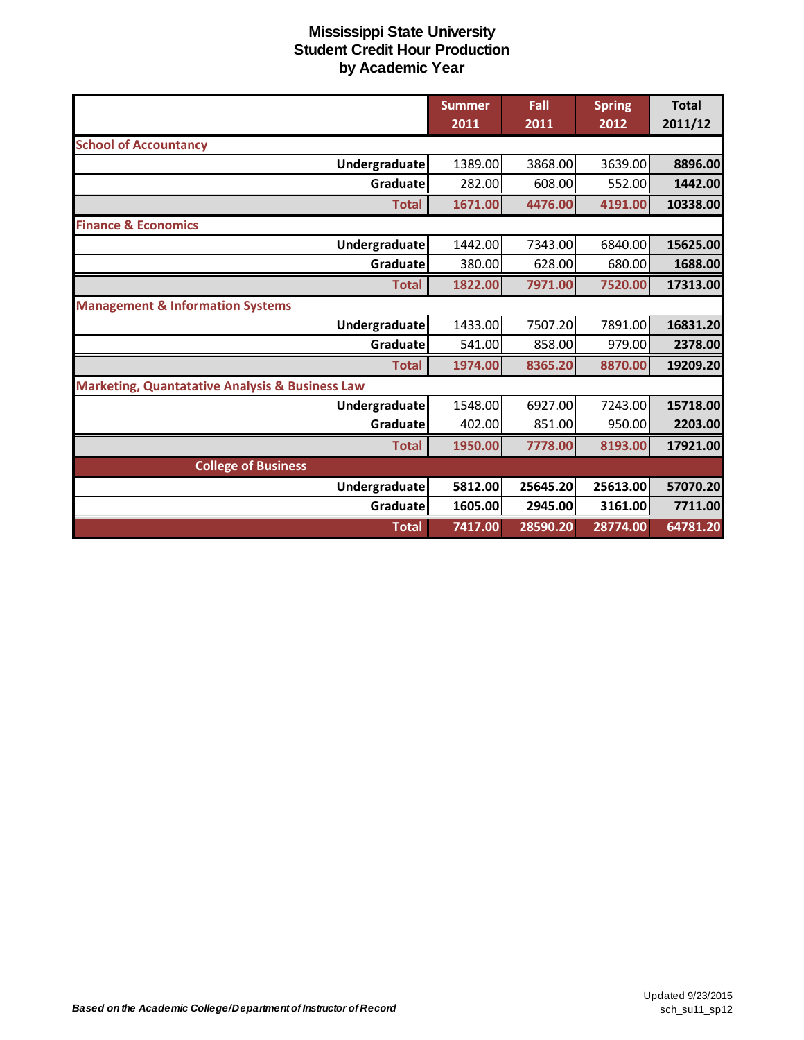# Mississippi State University
## Student Credit Hour Production
## by Academic Year

| | Summer 2011 | Fall 2011 | Spring 2012 | Total 2011/12 |
|---|---|---|---|---|
| **School of Accountancy** | | | | |
| **Undergraduate** | 1389.00 | 3868.00 | 3639.00 | **8896.00** |
| **Graduate** | 282.00 | 608.00 | 552.00 | **1442.00** |
| **Total** | **1671.00** | **4476.00** | **4191.00** | **10338.00** |
| **Finance & Economics** | | | | |
| **Undergraduate** | 1442.00 | 7343.00 | 6840.00 | **15625.00** |
| **Graduate** | 380.00 | 628.00 | 680.00 | **1688.00** |
| **Total** | **1822.00** | **7971.00** | **7520.00** | **17313.00** |
| **Management & Information Systems** | | | | |
| **Undergraduate** | 1433.00 | 7507.20 | 7891.00 | **16831.20** |
| **Graduate** | 541.00 | 858.00 | 979.00 | **2378.00** |
| **Total** | **1974.00** | **8365.20** | **8870.00** | **19209.20** |
| **Marketing, Quantatative Analysis & Business Law** | | | | |
| **Undergraduate** | 1548.00 | 6927.00 | 7243.00 | **15718.00** |
| **Graduate** | 402.00 | 851.00 | 950.00 | **2203.00** |
| **Total** | **1950.00** | **7778.00** | **8193.00** | **17921.00** |
| **College of Business** | | | | |
| **Undergraduate** | **5812.00** | **25645.20** | **25613.00** | **57070.20** |
| **Graduate** | **1605.00** | **2945.00** | **3161.00** | **7711.00** |
| **Total** | **7417.00** | **28590.20** | **28774.00** | **64781.20** |

***Based on the Academic College/Department of Instructor of Record***

Updated 9/23/2015
sch_su11_sp12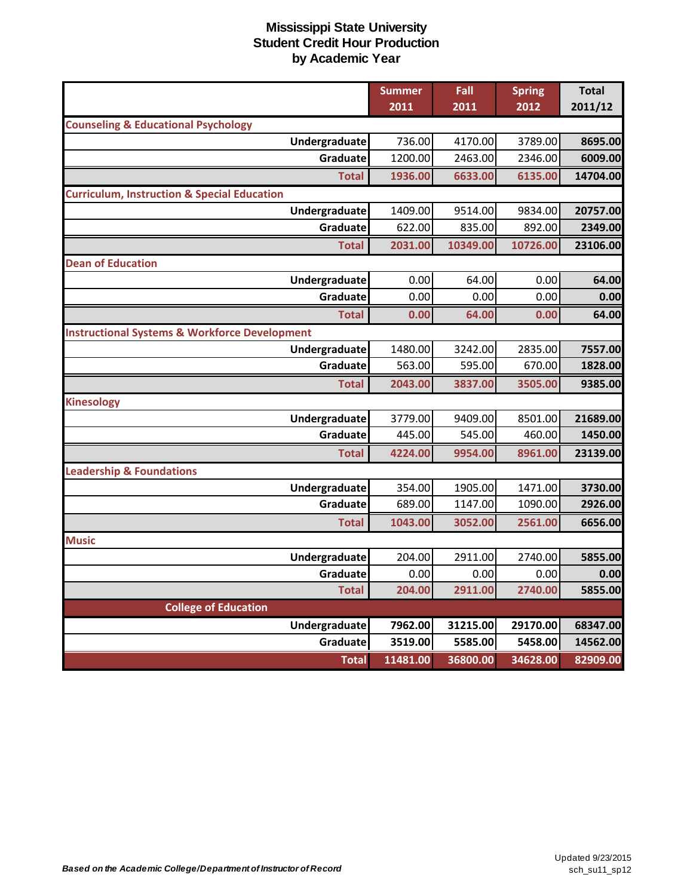# Mississippi State University
## Student Credit Hour Production
## by Academic Year

| | Summer 2011 | Fall 2011 | Spring 2012 | Total 2011/12 |
|---|---|---|---|---|
| **Counseling & Educational Psychology** | | | | |
| Undergraduate | 736.00 | 4170.00 | 3789.00 | **8695.00** |
| Graduate | 1200.00 | 2463.00 | 2346.00 | **6009.00** |
| **Total** | **1936.00** | **6633.00** | **6135.00** | **14704.00** |
| **Curriculum, Instruction & Special Education** | | | | |
| Undergraduate | 1409.00 | 9514.00 | 9834.00 | **20757.00** |
| Graduate | 622.00 | 835.00 | 892.00 | **2349.00** |
| **Total** | **2031.00** | **10349.00** | **10726.00** | **23106.00** |
| **Dean of Education** | | | | |
| Undergraduate | 0.00 | 64.00 | 0.00 | **64.00** |
| Graduate | 0.00 | 0.00 | 0.00 | **0.00** |
| **Total** | **0.00** | **64.00** | **0.00** | **64.00** |
| **Instructional Systems & Workforce Development** | | | | |
| Undergraduate | 1480.00 | 3242.00 | 2835.00 | **7557.00** |
| Graduate | 563.00 | 595.00 | 670.00 | **1828.00** |
| **Total** | **2043.00** | **3837.00** | **3505.00** | **9385.00** |
| **Kinesology** | | | | |
| Undergraduate | 3779.00 | 9409.00 | 8501.00 | **21689.00** |
| Graduate | 445.00 | 545.00 | 460.00 | **1450.00** |
| **Total** | **4224.00** | **9954.00** | **8961.00** | **23139.00** |
| **Leadership & Foundations** | | | | |
| Undergraduate | 354.00 | 1905.00 | 1471.00 | **3730.00** |
| Graduate | 689.00 | 1147.00 | 1090.00 | **2926.00** |
| **Total** | **1043.00** | **3052.00** | **2561.00** | **6656.00** |
| **Music** | | | | |
| Undergraduate | 204.00 | 2911.00 | 2740.00 | **5855.00** |
| Graduate | 0.00 | 0.00 | 0.00 | **0.00** |
| **Total** | **204.00** | **2911.00** | **2740.00** | **5855.00** |
| **College of Education** | | | | |
| Undergraduate | **7962.00** | **31215.00** | **29170.00** | **68347.00** |
| Graduate | **3519.00** | **5585.00** | **5458.00** | **14562.00** |
| **Total** | **11481.00** | **36800.00** | **34628.00** | **82909.00** |

*Based on the Academic College/Department of Instructor of Record*

Updated 9/23/2015
sch_su11_sp12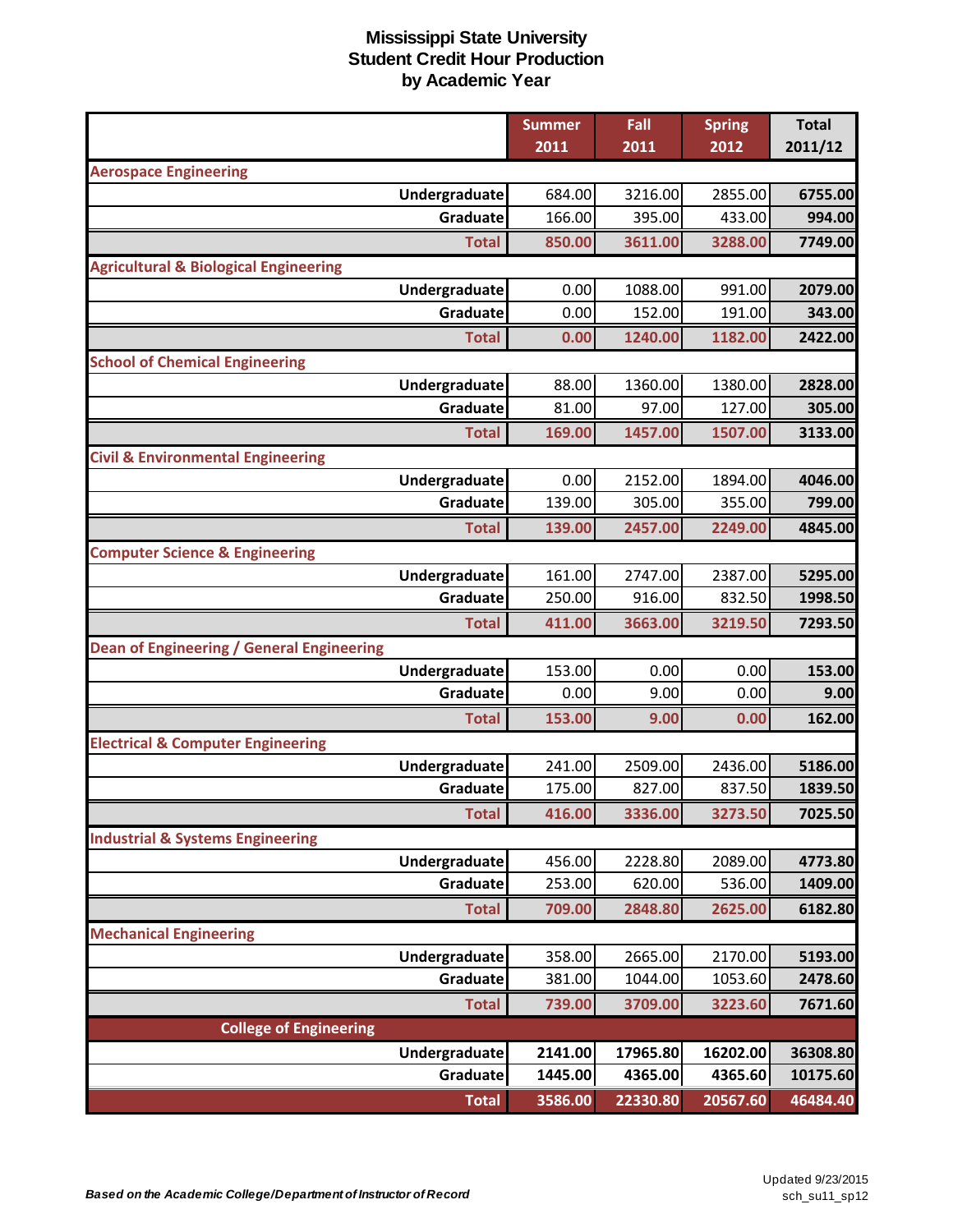# Mississippi State University
## Student Credit Hour Production
## by Academic Year

| | Summer 2011 | Fall 2011 | Spring 2012 | Total 2011/12 |
|---|---|---|---|---|
| **Aerospace Engineering** | | | | |
| Undergraduate | 684.00 | 3216.00 | 2855.00 | **6755.00** |
| Graduate | 166.00 | 395.00 | 433.00 | **994.00** |
| **Total** | **850.00** | **3611.00** | **3288.00** | **7749.00** |
| **Agricultural & Biological Engineering** | | | | |
| Undergraduate | 0.00 | 1088.00 | 991.00 | **2079.00** |
| Graduate | 0.00 | 152.00 | 191.00 | **343.00** |
| **Total** | **0.00** | **1240.00** | **1182.00** | **2422.00** |
| **School of Chemical Engineering** | | | | |
| Undergraduate | 88.00 | 1360.00 | 1380.00 | **2828.00** |
| Graduate | 81.00 | 97.00 | 127.00 | **305.00** |
| **Total** | **169.00** | **1457.00** | **1507.00** | **3133.00** |
| **Civil & Environmental Engineering** | | | | |
| Undergraduate | 0.00 | 2152.00 | 1894.00 | **4046.00** |
| Graduate | 139.00 | 305.00 | 355.00 | **799.00** |
| **Total** | **139.00** | **2457.00** | **2249.00** | **4845.00** |
| **Computer Science & Engineering** | | | | |
| Undergraduate | 161.00 | 2747.00 | 2387.00 | **5295.00** |
| Graduate | 250.00 | 916.00 | 832.50 | **1998.50** |
| **Total** | **411.00** | **3663.00** | **3219.50** | **7293.50** |
| **Dean of Engineering / General Engineering** | | | | |
| Undergraduate | 153.00 | 0.00 | 0.00 | **153.00** |
| Graduate | 0.00 | 9.00 | 0.00 | **9.00** |
| **Total** | **153.00** | **9.00** | **0.00** | **162.00** |
| **Electrical & Computer Engineering** | | | | |
| Undergraduate | 241.00 | 2509.00 | 2436.00 | **5186.00** |
| Graduate | 175.00 | 827.00 | 837.50 | **1839.50** |
| **Total** | **416.00** | **3336.00** | **3273.50** | **7025.50** |
| **Industrial & Systems Engineering** | | | | |
| Undergraduate | 456.00 | 2228.80 | 2089.00 | **4773.80** |
| Graduate | 253.00 | 620.00 | 536.00 | **1409.00** |
| **Total** | **709.00** | **2848.80** | **2625.00** | **6182.80** |
| **Mechanical Engineering** | | | | |
| Undergraduate | 358.00 | 2665.00 | 2170.00 | **5193.00** |
| Graduate | 381.00 | 1044.00 | 1053.60 | **2478.60** |
| **Total** | **739.00** | **3709.00** | **3223.60** | **7671.60** |
| **College of Engineering** | | | | |
| Undergraduate | **2141.00** | **17965.80** | **16202.00** | **36308.80** |
| Graduate | **1445.00** | **4365.00** | **4365.60** | **10175.60** |
| **Total** | **3586.00** | **22330.80** | **20567.60** | **46484.40** |

*Based on the Academic College/Department of Instructor of Record*

Updated 9/23/2015
sch_su11_sp12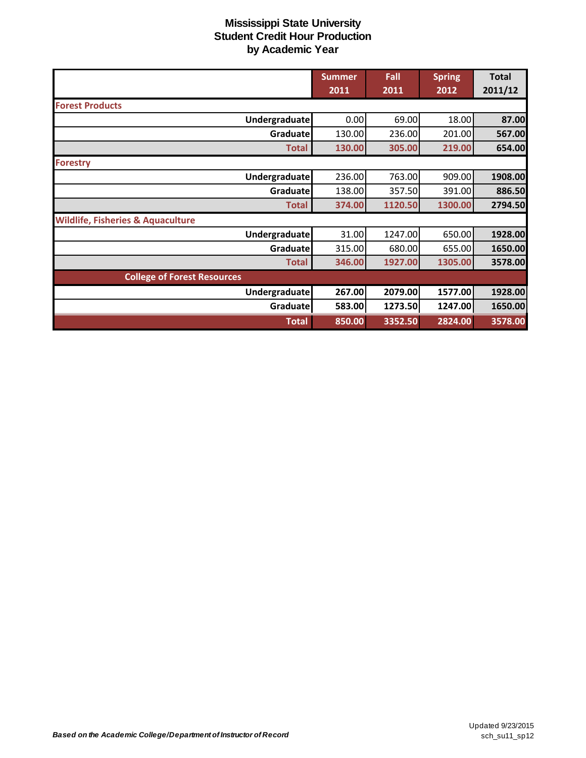# Mississippi State University
## Student Credit Hour Production
## by Academic Year

| | Summer 2011 | Fall 2011 | Spring 2012 | Total 2011/12 |
|---|---|---|---|---|
| **Forest Products** | | | | |
| Undergraduate | 0.00 | 69.00 | 18.00 | 87.00 |
| Graduate | 130.00 | 236.00 | 201.00 | 567.00 |
| Total | 130.00 | 305.00 | 219.00 | 654.00 |
| **Forestry** | | | | |
| Undergraduate | 236.00 | 763.00 | 909.00 | 1908.00 |
| Graduate | 138.00 | 357.50 | 391.00 | 886.50 |
| Total | 374.00 | 1120.50 | 1300.00 | 2794.50 |
| **Wildlife, Fisheries & Aquaculture** | | | | |
| Undergraduate | 31.00 | 1247.00 | 650.00 | 1928.00 |
| Graduate | 315.00 | 680.00 | 655.00 | 1650.00 |
| Total | 346.00 | 1927.00 | 1305.00 | 3578.00 |
| **College of Forest Resources** | | | | |
| Undergraduate | 267.00 | 2079.00 | 1577.00 | 1928.00 |
| Graduate | 583.00 | 1273.50 | 1247.00 | 1650.00 |
| Total | 850.00 | 3352.50 | 2824.00 | 3578.00 |

*Based on the Academic College/Department of Instructor of Record*

Updated 9/23/2015
sch_su11_sp12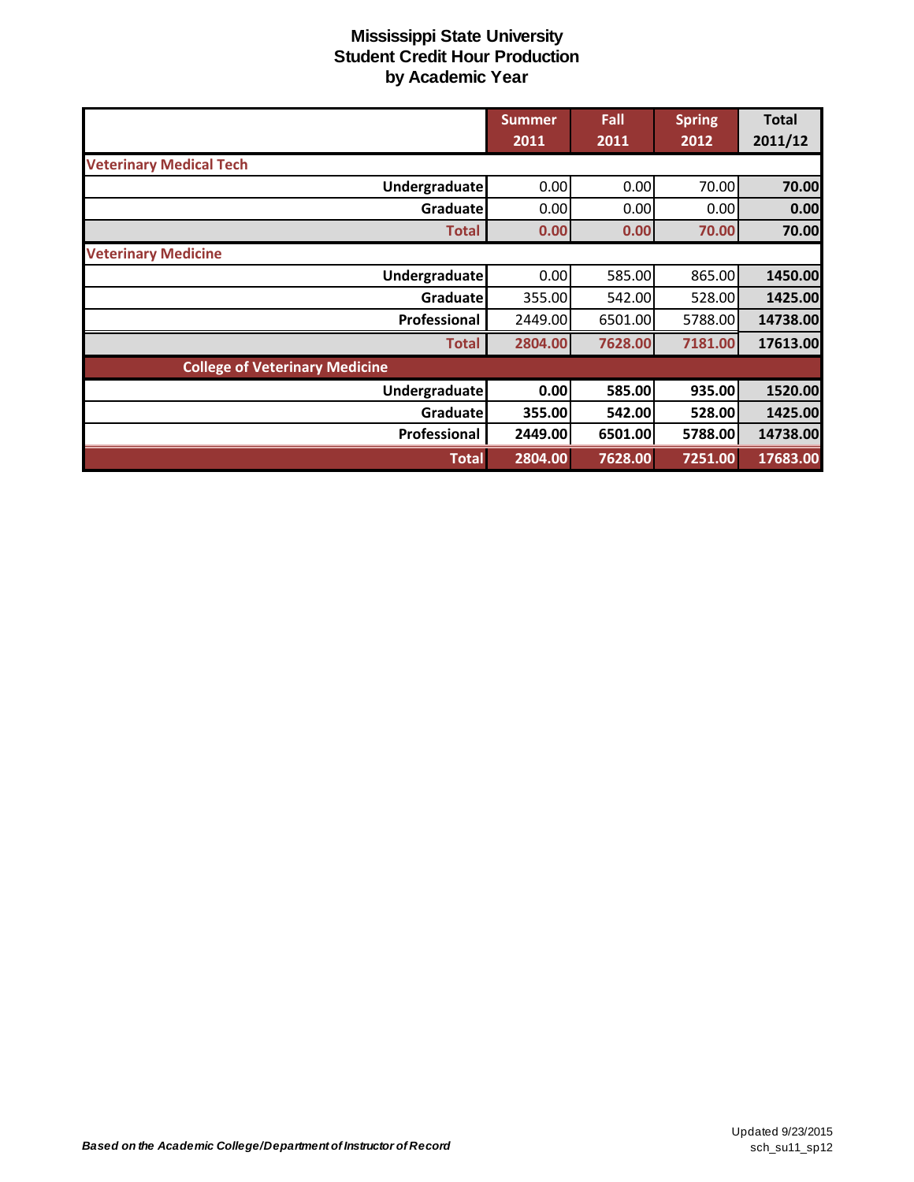# Mississippi State University
# Student Credit Hour Production
# by Academic Year

| | Summer 2011 | Fall 2011 | Spring 2012 | Total 2011/12 |
|---|---|---|---|---|
| **Veterinary Medical Tech** | | | | |
| **Undergraduate** | 0.00 | 0.00 | 70.00 | **70.00** |
| **Graduate** | 0.00 | 0.00 | 0.00 | **0.00** |
| **Total** | **0.00** | **0.00** | **70.00** | **70.00** |
| **Veterinary Medicine** | | | | |
| **Undergraduate** | 0.00 | 585.00 | 865.00 | **1450.00** |
| **Graduate** | 355.00 | 542.00 | 528.00 | **1425.00** |
| **Professional** | 2449.00 | 6501.00 | 5788.00 | **14738.00** |
| **Total** | **2804.00** | **7628.00** | **7181.00** | **17613.00** |
| **College of Veterinary Medicine** | | | | |
| **Undergraduate** | **0.00** | **585.00** | **935.00** | **1520.00** |
| **Graduate** | **355.00** | **542.00** | **528.00** | **1425.00** |
| **Professional** | **2449.00** | **6501.00** | **5788.00** | **14738.00** |
| **Total** | **2804.00** | **7628.00** | **7251.00** | **17683.00** |

***Based on the Academic College/Department of Instructor of Record***

Updated 9/23/2015
sch_su11_sp12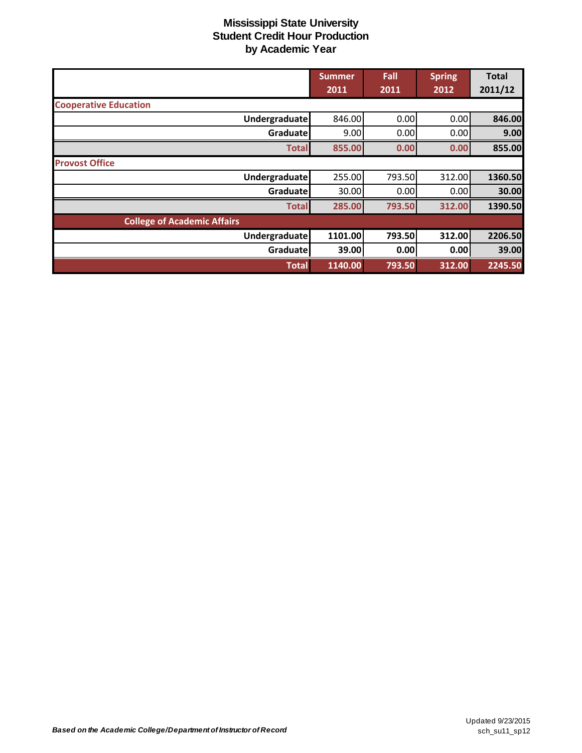# Mississippi State University
## Student Credit Hour Production
## by Academic Year

| | Summer 2011 | Fall 2011 | Spring 2012 | Total 2011/12 |
|---|---|---|---|---|
| **Cooperative Education** | | | | |
| **Undergraduate** | 846.00 | 0.00 | 0.00 | **846.00** |
| **Graduate** | 9.00 | 0.00 | 0.00 | **9.00** |
| **Total** | **855.00** | **0.00** | **0.00** | **855.00** |
| **Provost Office** | | | | |
| **Undergraduate** | 255.00 | 793.50 | 312.00 | **1360.50** |
| **Graduate** | 30.00 | 0.00 | 0.00 | **30.00** |
| **Total** | **285.00** | **793.50** | **312.00** | **1390.50** |
| **College of Academic Affairs** | | | | |
| **Undergraduate** | **1101.00** | **793.50** | **312.00** | **2206.50** |
| **Graduate** | **39.00** | **0.00** | **0.00** | **39.00** |
| **Total** | **1140.00** | **793.50** | **312.00** | **2245.50** |

***Based on the Academic College/Department of Instructor of Record***

Updated 9/23/2015
sch_su11_sp12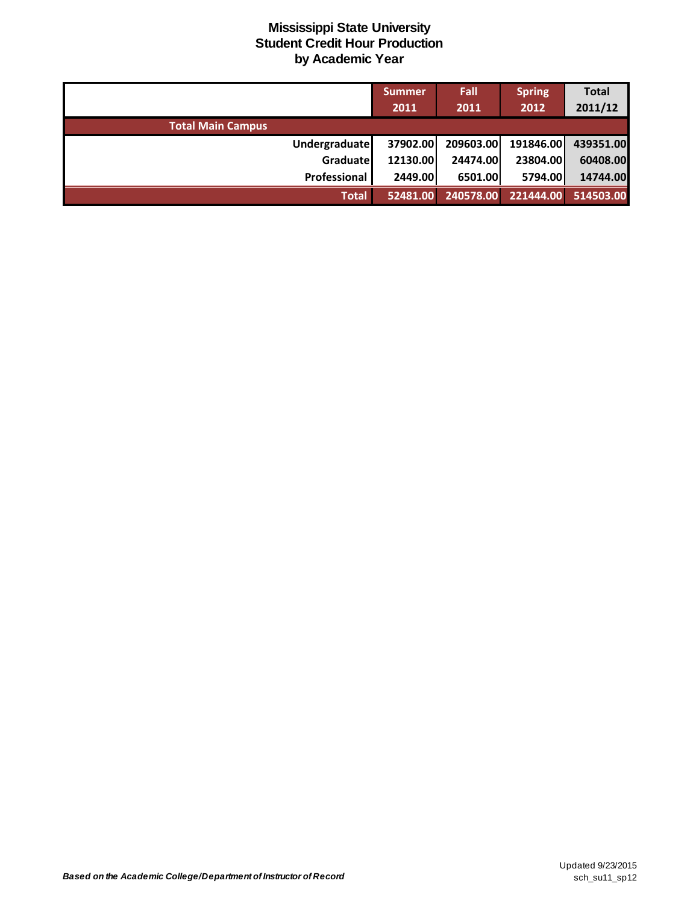# Mississippi State University
## Student Credit Hour Production
### by Academic Year

| | Summer 2011 | Fall 2011 | Spring 2012 | Total 2011/12 |
|---|---|---|---|---|
| **Total Main Campus** | | | | |
| Undergraduate | 37902.00 | 209603.00 | 191846.00 | 439351.00 |
| Graduate | 12130.00 | 24474.00 | 23804.00 | 60408.00 |
| Professional | 2449.00 | 6501.00 | 5794.00 | 14744.00 |
| **Total** | 52481.00 | 240578.00 | 221444.00 | 514503.00 |

*Based on the Academic College/Department of Instructor of Record*

Updated 9/23/2015
sch_su11_sp12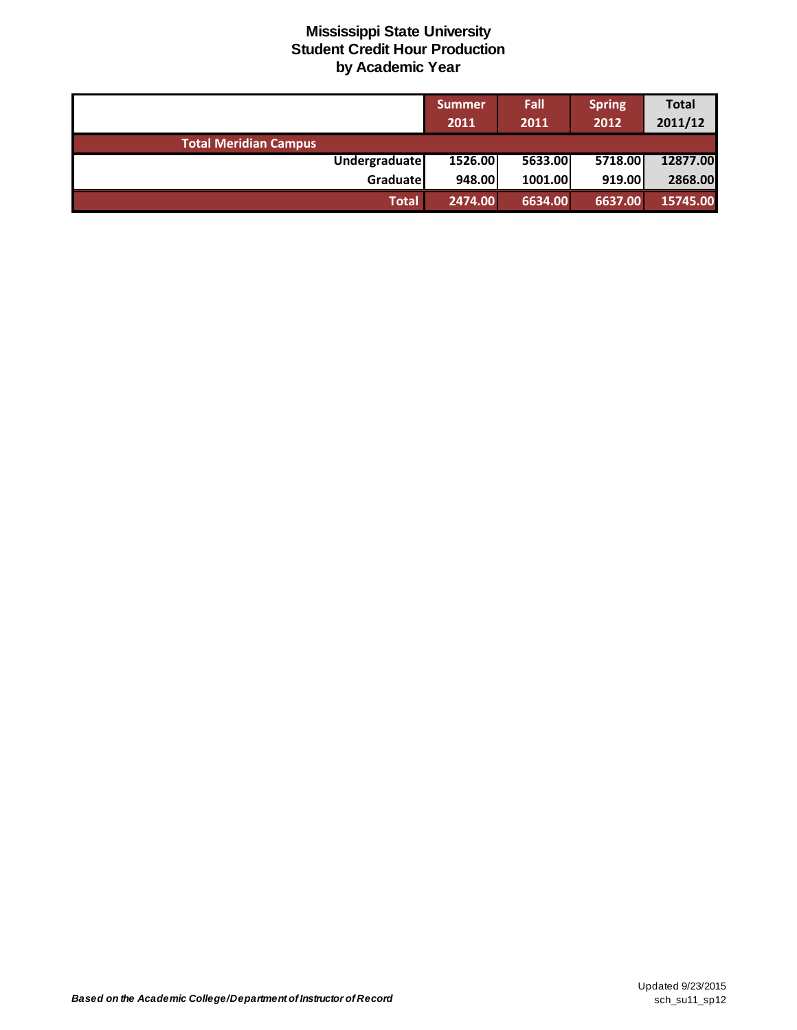# Mississippi State University
## Student Credit Hour Production
## by Academic Year

| | Summer 2011 | Fall 2011 | Spring 2012 | Total 2011/12 |
|---|---|---|---|---|
| **Total Meridian Campus** | | | | |
| Undergraduate | 1526.00 | 5633.00 | 5718.00 | 12877.00 |
| Graduate | 948.00 | 1001.00 | 919.00 | 2868.00 |
| **Total** | 2474.00 | 6634.00 | 6637.00 | 15745.00 |

***Based on the Academic College/Department of Instructor of Record***

Updated 9/23/2015
sch_su11_sp12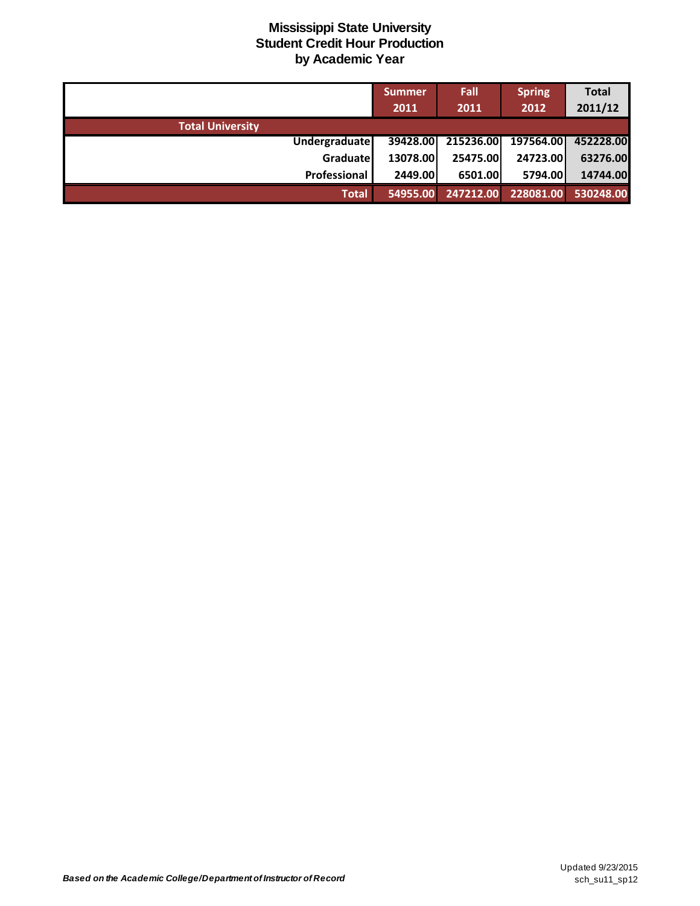# Mississippi State University
## Student Credit Hour Production
## by Academic Year

| | Summer 2011 | Fall 2011 | Spring 2012 | Total 2011/12 |
|---|---|---|---|---|
| **Total University** | | | | |
| Undergraduate | 39428.00 | 215236.00 | 197564.00 | 452228.00 |
| Graduate | 13078.00 | 25475.00 | 24723.00 | 63276.00 |
| Professional | 2449.00 | 6501.00 | 5794.00 | 14744.00 |
| **Total** | 54955.00 | 247212.00 | 228081.00 | 530248.00 |

***Based on the Academic College/Department of Instructor of Record***

Updated 9/23/2015
sch_su11_sp12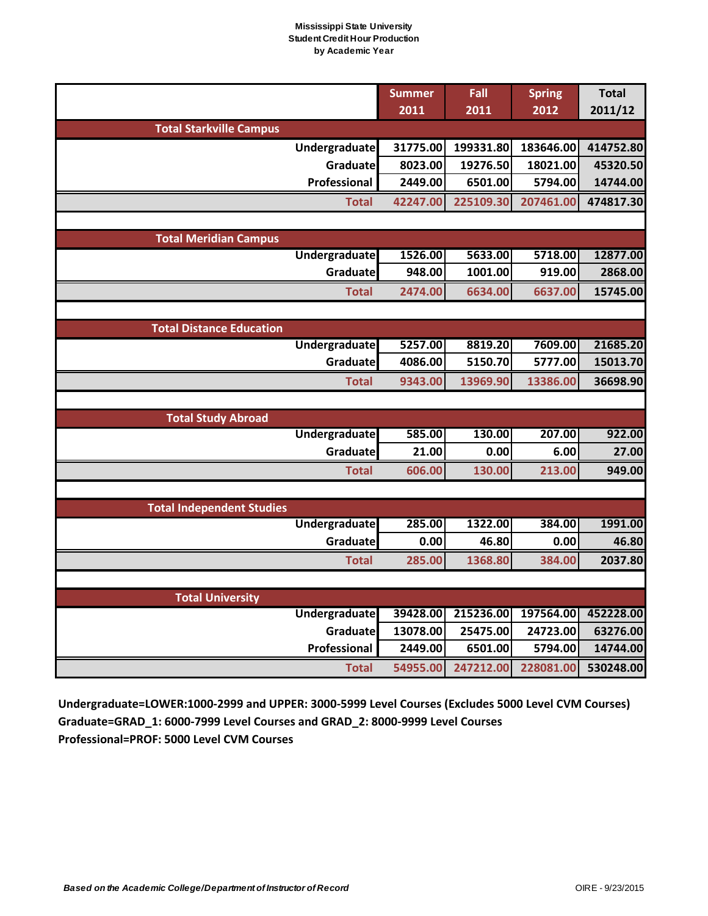**Mississippi State University**
**Student Credit Hour Production**
**by Academic Year**

| | Summer 2011 | Fall 2011 | Spring 2012 | Total 2011/12 |
|---|---|---|---|---|
| **Total Starkville Campus** | | | | |
| Undergraduate | 31775.00 | 199331.80 | 183646.00 | 414752.80 |
| Graduate | 8023.00 | 19276.50 | 18021.00 | 45320.50 |
| Professional | 2449.00 | 6501.00 | 5794.00 | 14744.00 |
| Total | 42247.00 | 225109.30 | 207461.00 | 474817.30 |
| **Total Meridian Campus** | | | | |
| Undergraduate | 1526.00 | 5633.00 | 5718.00 | 12877.00 |
| Graduate | 948.00 | 1001.00 | 919.00 | 2868.00 |
| Total | 2474.00 | 6634.00 | 6637.00 | 15745.00 |
| **Total Distance Education** | | | | |
| Undergraduate | 5257.00 | 8819.20 | 7609.00 | 21685.20 |
| Graduate | 4086.00 | 5150.70 | 5777.00 | 15013.70 |
| Total | 9343.00 | 13969.90 | 13386.00 | 36698.90 |
| **Total Study Abroad** | | | | |
| Undergraduate | 585.00 | 130.00 | 207.00 | 922.00 |
| Graduate | 21.00 | 0.00 | 6.00 | 27.00 |
| Total | 606.00 | 130.00 | 213.00 | 949.00 |
| **Total Independent Studies** | | | | |
| Undergraduate | 285.00 | 1322.00 | 384.00 | 1991.00 |
| Graduate | 0.00 | 46.80 | 0.00 | 46.80 |
| Total | 285.00 | 1368.80 | 384.00 | 2037.80 |
| **Total University** | | | | |
| Undergraduate | 39428.00 | 215236.00 | 197564.00 | 452228.00 |
| Graduate | 13078.00 | 25475.00 | 24723.00 | 63276.00 |
| Professional | 2449.00 | 6501.00 | 5794.00 | 14744.00 |
| Total | 54955.00 | 247212.00 | 228081.00 | 530248.00 |

**Undergraduate=LOWER:1000-2999 and UPPER: 3000-5999 Level Courses (Excludes 5000 Level CVM Courses)**
**Graduate=GRAD_1: 6000-7999 Level Courses and GRAD_2: 8000-9999 Level Courses**
**Professional=PROF: 5000 Level CVM Courses**

***Based on the Academic College/Department of Instructor of Record***

OIRE - 9/23/2015